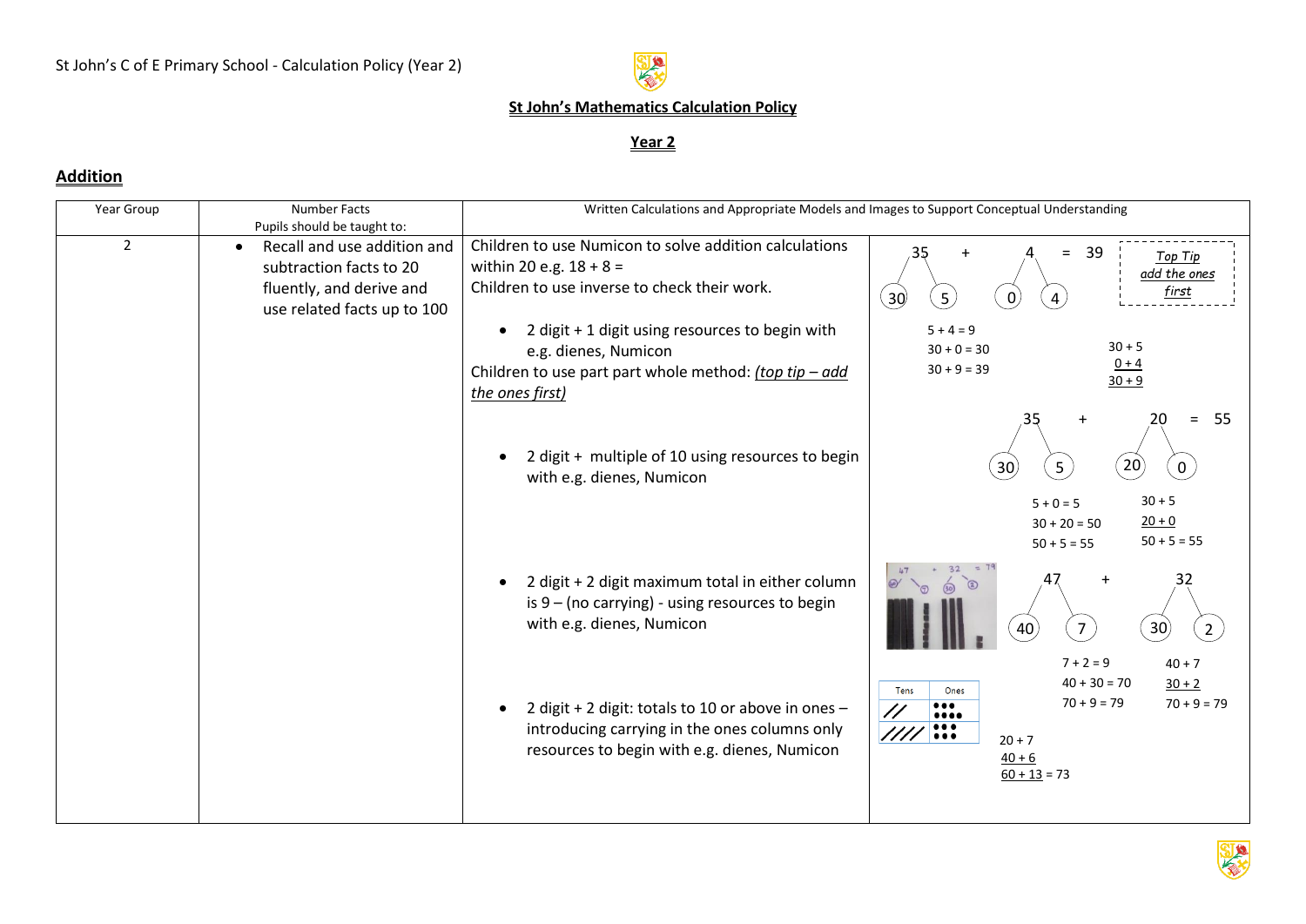St John's C of E Primary School - Calculation Policy (Year 2)

## St John's Mathematics Calculation Policy

## Year 2

### Addition

| Year Group | Number Facts<br>Pupils should be taught to: | Written Calculations and Appropriate Models and Images to Support Conceptual Understanding | |
|---|---|---|---|
| 2 | • Recall and use addition and subtraction facts to 20 fluently, and derive and use related facts up to 100 | Children to use Numicon to solve addition calculations within 20 e.g. 18 + 8 =<br>Children to use inverse to check their work.<br><br>• 2 digit + 1 digit using resources to begin with e.g. dienes, Numicon<br>Children to use part part whole method: *(top tip – add the ones first)*<br><br>• 2 digit + multiple of 10 using resources to begin with e.g. dienes, Numicon<br><br>• 2 digit + 2 digit maximum total in either column is 9 – (no carrying) - using resources to begin with e.g. dienes, Numicon<br><br>• 2 digit + 2 digit: totals to 10 or above in ones – introducing carrying in the ones columns only resources to begin with e.g. dienes, Numicon | 35 + 4 = 39 (35 → 30, 5; 4 → 0, 4)<br>*Top Tip add the ones first*<br>5 + 4 = 9<br>30 + 0 = 30<br>30 + 9 = 39<br>30 + 5<br>0 + 4<br>30 + 9<br><br>35 + 20 = 55 (35 → 30, 5; 20 → 20, 0)<br>5 + 0 = 5<br>30 + 20 = 50<br>50 + 5 = 55<br>30 + 5<br>20 + 0<br>50 + 5 = 55<br><br>47 + 32 = 79 (47 → 40, 7; 32 → 30, 2)<br>7 + 2 = 9<br>40 + 30 = 70<br>70 + 9 = 79<br>40 + 7<br>30 + 2<br>70 + 9 = 79<br><br>Tens / Ones<br>20 + 7<br>40 + 6<br>60 + 13 = 73 |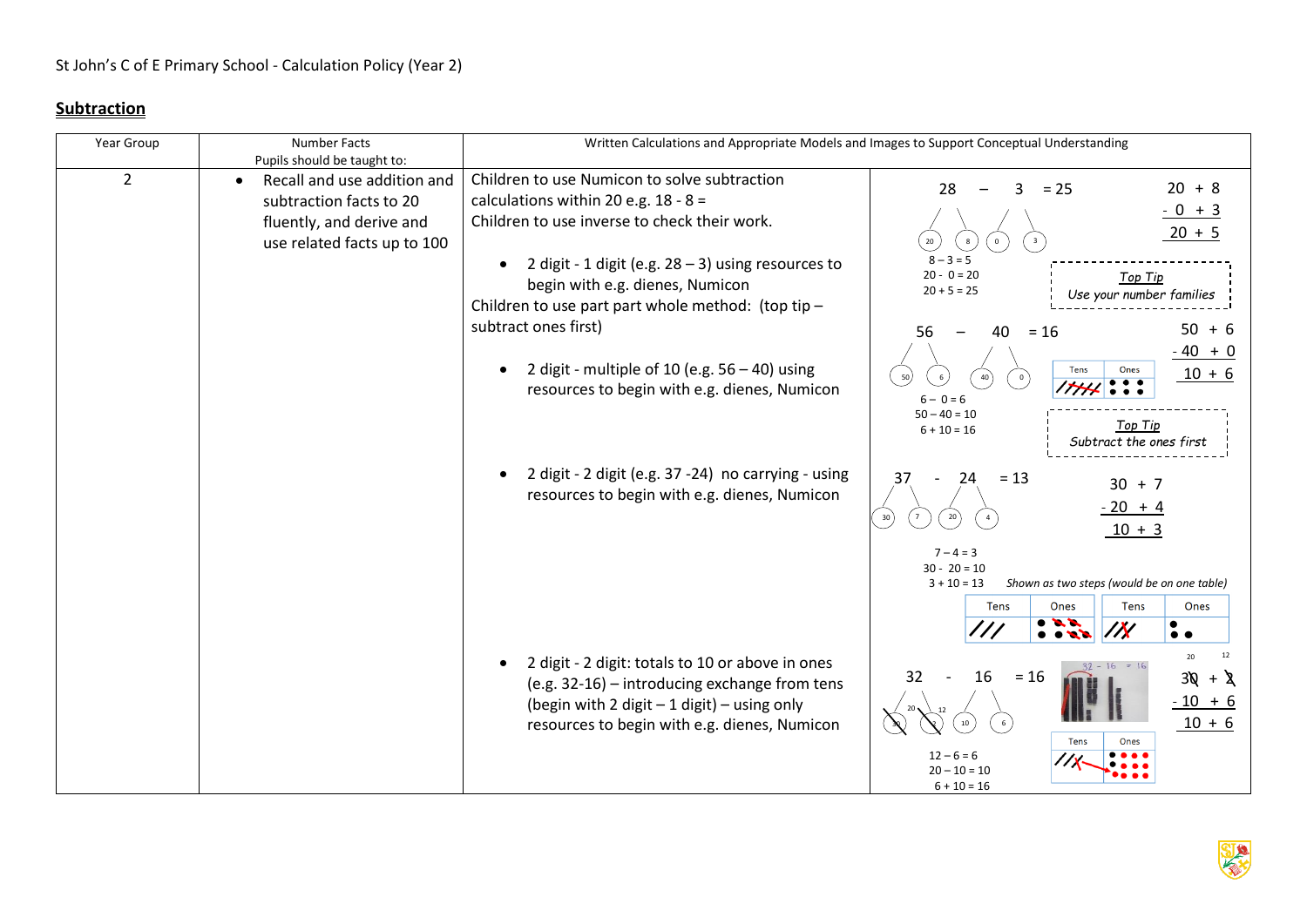St John's C of E Primary School - Calculation Policy (Year 2)

## **Subtraction**

| Year Group | Number Facts<br>Pupils should be taught to: | Written Calculations and Appropriate Models and Images to Support Conceptual Understanding | |
|---|---|---|---|
| 2 | • Recall and use addition and subtraction facts to 20 fluently, and derive and use related facts up to 100 | Children to use Numicon to solve subtraction calculations within 20 e.g. 18 - 8 =<br>Children to use inverse to check their work.<br><br>• 2 digit - 1 digit (e.g. 28 – 3) using resources to begin with e.g. dienes, Numicon<br>Children to use part part whole method: (top tip – subtract ones first) | 28 – 3 = 25<br>(20) (8) (0) (3)<br>8 – 3 = 5<br>20 - 0 = 20<br>20 + 5 = 25<br><br>20 + 8<br>- 0 + 3<br>20 + 5<br><br>*Top Tip*<br>*Use your number families* |
| | | • 2 digit - multiple of 10 (e.g. 56 – 40) using resources to begin with e.g. dienes, Numicon | 56 – 40 = 16<br>(50) (6) (40) (0)<br>6 – 0 = 6<br>50 – 40 = 10<br>6 + 10 = 16<br><br>50 + 6<br>- 40 + 0<br>10 + 6<br><br>Tens \| Ones<br><br>*Top Tip*<br>*Subtract the ones first* |
| | | • 2 digit - 2 digit (e.g. 37 -24) no carrying - using resources to begin with e.g. dienes, Numicon | 37 - 24 = 13<br>(30) (7) (20) (4)<br>7 – 4 = 3<br>30 - 20 = 10<br>3 + 10 = 13<br><br>30 + 7<br>- 20 + 4<br>10 + 3<br><br>*Shown as two steps (would be on one table)*<br>Tens \| Ones \| Tens \| Ones |
| | | • 2 digit - 2 digit: totals to 10 or above in ones (e.g. 32-16) – introducing exchange from tens (begin with 2 digit – 1 digit) – using only resources to begin with e.g. dienes, Numicon | 32 - 16 = 16<br>(30→20) (2→12) (10) (6)<br>12 – 6 = 6<br>20 – 10 = 10<br>6 + 10 = 16<br><br>32 - 16 = 16<br><br>20 12<br>30 + 2<br>- 10 + 6<br>10 + 6<br><br>Tens \| Ones |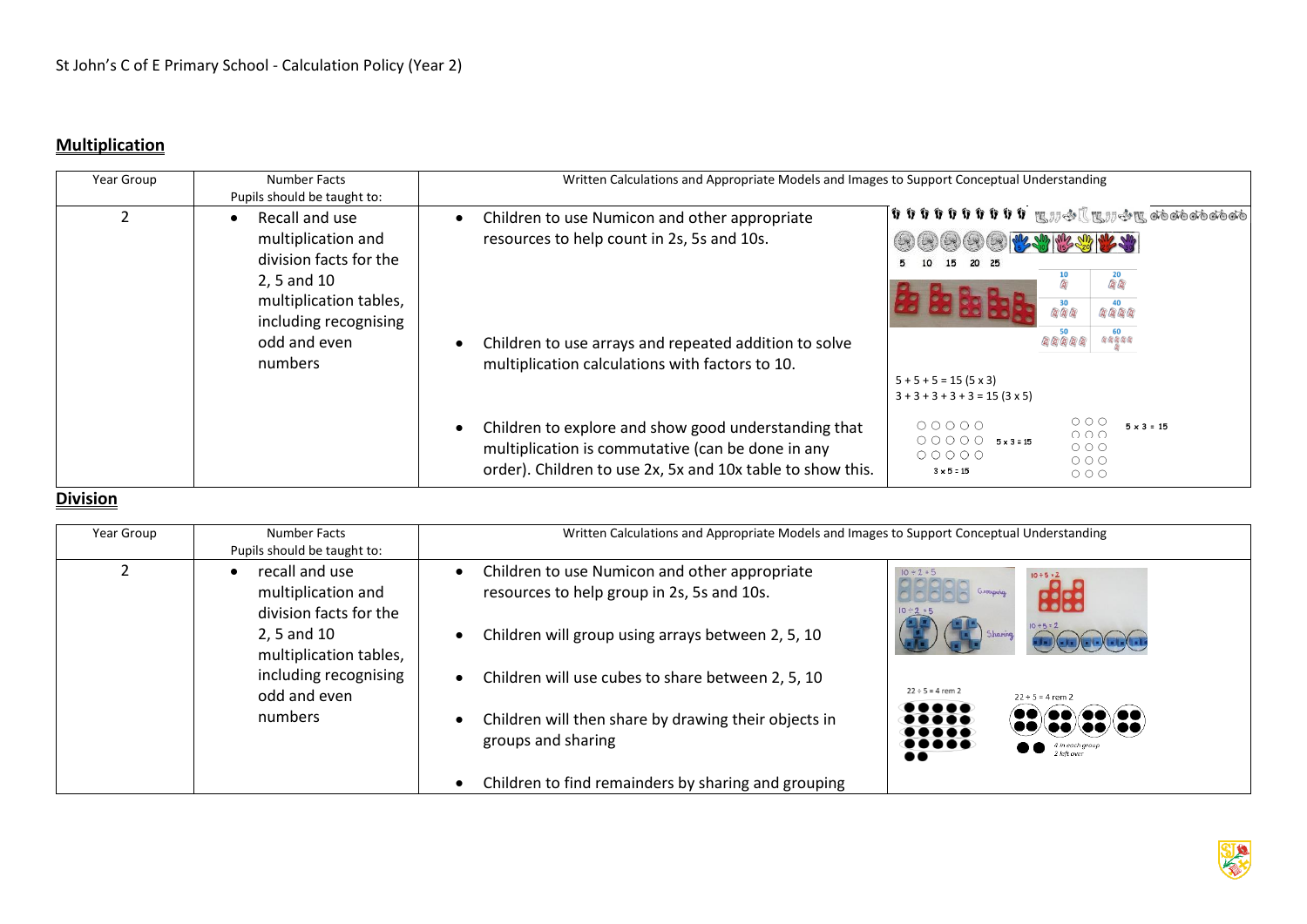St John's C of E Primary School - Calculation Policy (Year 2)

## Multiplication

| Year Group | Number Facts<br>Pupils should be taught to: | Written Calculations and Appropriate Models and Images to Support Conceptual Understanding | |
|---|---|---|---|
| 2 | • Recall and use multiplication and division facts for the 2, 5 and 10 multiplication tables, including recognising odd and even numbers | • Children to use Numicon and other appropriate resources to help count in 2s, 5s and 10s.<br><br>• Children to use arrays and repeated addition to solve multiplication calculations with factors to 10. | 5 10 15 20 25<br>10 20 30 40 50 60<br>5 + 5 + 5 = 15 (5 x 3)<br>3 + 3 + 3 + 3 + 3 = 15 (3 x 5) |
| | | • Children to explore and show good understanding that multiplication is commutative (can be done in any order). Children to use 2x, 5x and 10x table to show this. | 5 x 3 = 15<br>3 x 5 = 15<br>5 x 3 = 15 |

## Division

| Year Group | Number Facts<br>Pupils should be taught to: | Written Calculations and Appropriate Models and Images to Support Conceptual Understanding | |
|---|---|---|---|
| 2 | • recall and use multiplication and division facts for the 2, 5 and 10 multiplication tables, including recognising odd and even numbers | • Children to use Numicon and other appropriate resources to help group in 2s, 5s and 10s.<br><br>• Children will group using arrays between 2, 5, 10<br><br>• Children will use cubes to share between 2, 5, 10<br><br>• Children will then share by drawing their objects in groups and sharing<br><br>• Children to find remainders by sharing and grouping | 10 ÷ 2 = 5 Grouping<br>10 ÷ 5 = 2<br>10 ÷ 2 = 5 Sharing<br>10 ÷ 5 = 2<br>22 ÷ 5 = 4 rem 2<br>22 ÷ 5 = 4 rem 2<br>4 in each group<br>2 left over |